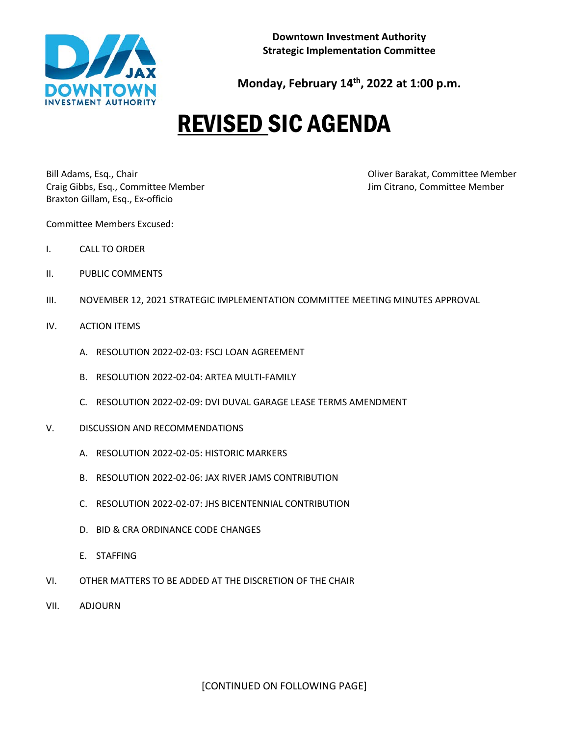**Downtown Investment Authority**
**Strategic Implementation Committee**

**Monday, February 14th, 2022 at 1:00 p.m.**

# REVISED SIC AGENDA

Bill Adams, Esq., Chair
Craig Gibbs, Esq., Committee Member
Braxton Gillam, Esq., Ex-officio
Oliver Barakat, Committee Member
Jim Citrano, Committee Member

Committee Members Excused:

I. CALL TO ORDER

II. PUBLIC COMMENTS

III. NOVEMBER 12, 2021 STRATEGIC IMPLEMENTATION COMMITTEE MEETING MINUTES APPROVAL

IV. ACTION ITEMS

   A. RESOLUTION 2022-02-03: FSCJ LOAN AGREEMENT

   B. RESOLUTION 2022-02-04: ARTEA MULTI-FAMILY

   C. RESOLUTION 2022-02-09: DVI DUVAL GARAGE LEASE TERMS AMENDMENT

V. DISCUSSION AND RECOMMENDATIONS

   A. RESOLUTION 2022-02-05: HISTORIC MARKERS

   B. RESOLUTION 2022-02-06: JAX RIVER JAMS CONTRIBUTION

   C. RESOLUTION 2022-02-07: JHS BICENTENNIAL CONTRIBUTION

   D. BID & CRA ORDINANCE CODE CHANGES

   E. STAFFING

VI. OTHER MATTERS TO BE ADDED AT THE DISCRETION OF THE CHAIR

VII. ADJOURN

[CONTINUED ON FOLLOWING PAGE]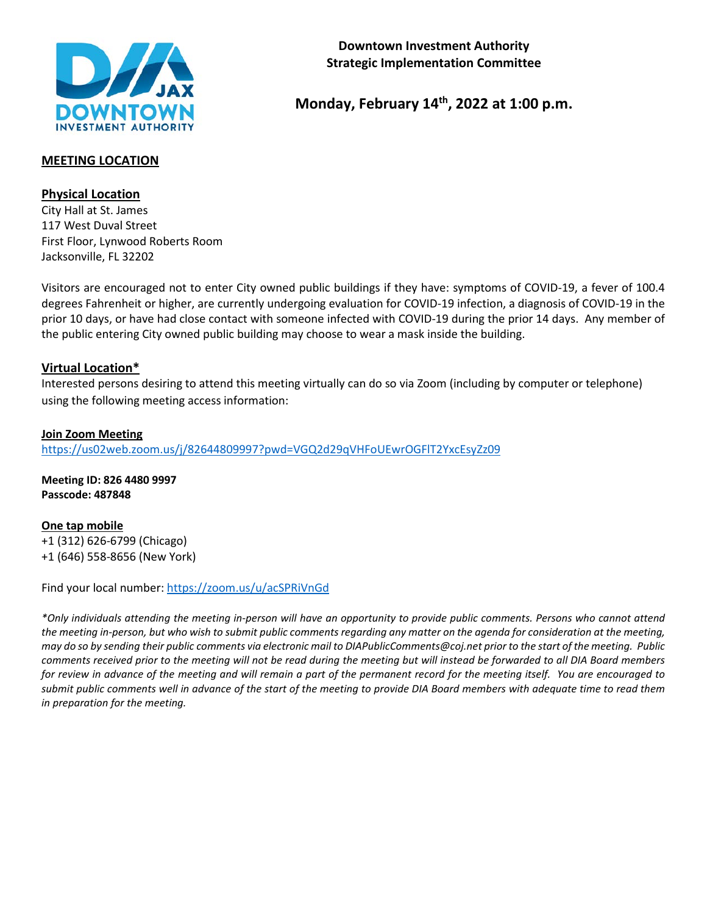**Downtown Investment Authority**
**Strategic Implementation Committee**

**Monday, February 14th, 2022 at 1:00 p.m.**

**MEETING LOCATION**

**Physical Location**
City Hall at St. James
117 West Duval Street
First Floor, Lynwood Roberts Room
Jacksonville, FL 32202

Visitors are encouraged not to enter City owned public buildings if they have: symptoms of COVID-19, a fever of 100.4 degrees Fahrenheit or higher, are currently undergoing evaluation for COVID-19 infection, a diagnosis of COVID-19 in the prior 10 days, or have had close contact with someone infected with COVID-19 during the prior 14 days. Any member of the public entering City owned public building may choose to wear a mask inside the building.

**Virtual Location***
Interested persons desiring to attend this meeting virtually can do so via Zoom (including by computer or telephone) using the following meeting access information:

**Join Zoom Meeting**
https://us02web.zoom.us/j/82644809997?pwd=VGQ2d29qVHFoUEwrOGFlT2YxcEsyZz09

**Meeting ID: 826 4480 9997**
**Passcode: 487848**

**One tap mobile**
+1 (312) 626-6799 (Chicago)
+1 (646) 558-8656 (New York)

Find your local number: https://zoom.us/u/acSPRiVnGd

*\*Only individuals attending the meeting in-person will have an opportunity to provide public comments. Persons who cannot attend the meeting in-person, but who wish to submit public comments regarding any matter on the agenda for consideration at the meeting, may do so by sending their public comments via electronic mail to DIAPublicComments@coj.net prior to the start of the meeting. Public comments received prior to the meeting will not be read during the meeting but will instead be forwarded to all DIA Board members for review in advance of the meeting and will remain a part of the permanent record for the meeting itself. You are encouraged to submit public comments well in advance of the start of the meeting to provide DIA Board members with adequate time to read them in preparation for the meeting.*